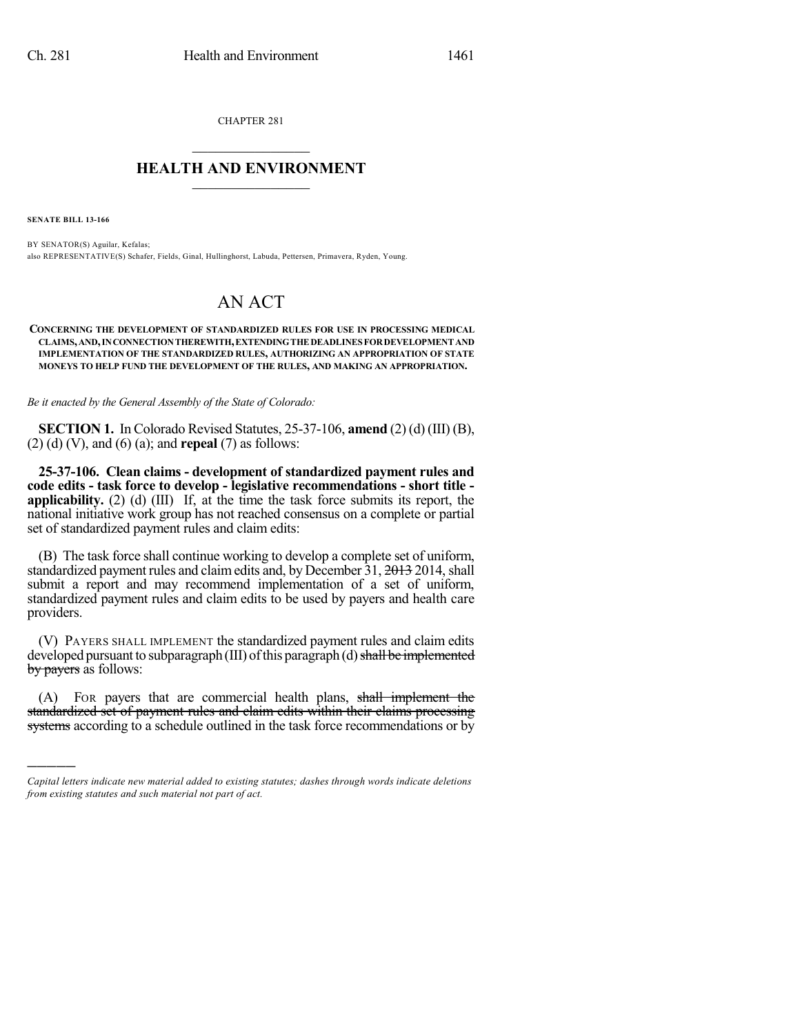CHAPTER 281

# HEALTH AND ENVIRONMENT

**SENATE BILL 13-166**

BY SENATOR(S) Aguilar, Kefalas;
also REPRESENTATIVE(S) Schafer, Fields, Ginal, Hullinghorst, Labuda, Pettersen, Primavera, Ryden, Young.

# AN ACT

**CONCERNING THE DEVELOPMENT OF STANDARDIZED RULES FOR USE IN PROCESSING MEDICAL CLAIMS, AND, IN CONNECTION THEREWITH, EXTENDING THE DEADLINES FOR DEVELOPMENT AND IMPLEMENTATION OF THE STANDARDIZED RULES, AUTHORIZING AN APPROPRIATION OF STATE MONEYS TO HELP FUND THE DEVELOPMENT OF THE RULES, AND MAKING AN APPROPRIATION.**

*Be it enacted by the General Assembly of the State of Colorado:*

**SECTION 1.** In Colorado Revised Statutes, 25-37-106, **amend** (2) (d) (III) (B), (2) (d) (V), and (6) (a); and **repeal** (7) as follows:

**25-37-106. Clean claims - development of standardized payment rules and code edits - task force to develop - legislative recommendations - short title - applicability.** (2) (d) (III) If, at the time the task force submits its report, the national initiative work group has not reached consensus on a complete or partial set of standardized payment rules and claim edits:

(B) The task force shall continue working to develop a complete set of uniform, standardized payment rules and claim edits and, by December 31, ~~2013~~ 2014, shall submit a report and may recommend implementation of a set of uniform, standardized payment rules and claim edits to be used by payers and health care providers.

(V) PAYERS SHALL IMPLEMENT the standardized payment rules and claim edits developed pursuant to subparagraph (III) of this paragraph (d) ~~shall be implemented by payers~~ as follows:

(A) FOR payers that are commercial health plans, ~~shall implement the standardized set of payment rules and claim edits within their claims processing systems~~ according to a schedule outlined in the task force recommendations or by

*Capital letters indicate new material added to existing statutes; dashes through words indicate deletions from existing statutes and such material not part of act.*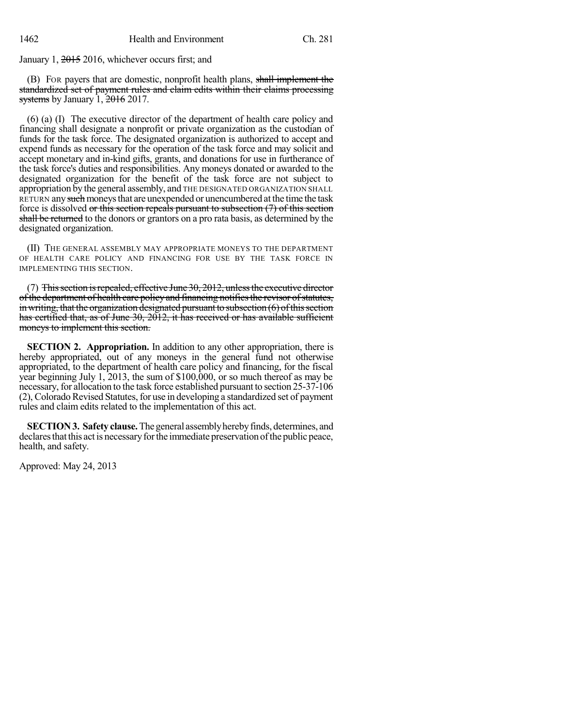January 1, ~~2015~~ 2016, whichever occurs first; and

(B) FOR payers that are domestic, nonprofit health plans, ~~shall implement the standardized set of payment rules and claim edits within their claims processing systems~~ by January 1, ~~2016~~ 2017.

(6) (a) (I) The executive director of the department of health care policy and financing shall designate a nonprofit or private organization as the custodian of funds for the task force. The designated organization is authorized to accept and expend funds as necessary for the operation of the task force and may solicit and accept monetary and in-kind gifts, grants, and donations for use in furtherance of the task force's duties and responsibilities. Any moneys donated or awarded to the designated organization for the benefit of the task force are not subject to appropriation by the general assembly, and THE DESIGNATED ORGANIZATION SHALL RETURN any ~~such~~ moneys that are unexpended or unencumbered at the time the task force is dissolved ~~or this section repeals pursuant to subsection (7) of this section shall be returned~~ to the donors or grantors on a pro rata basis, as determined by the designated organization.

(II) THE GENERAL ASSEMBLY MAY APPROPRIATE MONEYS TO THE DEPARTMENT OF HEALTH CARE POLICY AND FINANCING FOR USE BY THE TASK FORCE IN IMPLEMENTING THIS SECTION.

(7) ~~This section is repealed, effective June 30, 2012, unless the executive director of the department of health care policy and financing notifies the revisor of statutes, in writing, that the organization designated pursuant to subsection (6) of this section has certified that, as of June 30, 2012, it has received or has available sufficient moneys to implement this section.~~

**SECTION 2. Appropriation.** In addition to any other appropriation, there is hereby appropriated, out of any moneys in the general fund not otherwise appropriated, to the department of health care policy and financing, for the fiscal year beginning July 1, 2013, the sum of $100,000, or so much thereof as may be necessary, for allocation to the task force established pursuant to section 25-37-106 (2), Colorado Revised Statutes, for use in developing a standardized set of payment rules and claim edits related to the implementation of this act.

**SECTION 3. Safety clause.** The general assembly hereby finds, determines, and declares that this act is necessary for the immediate preservation of the public peace, health, and safety.

Approved: May 24, 2013